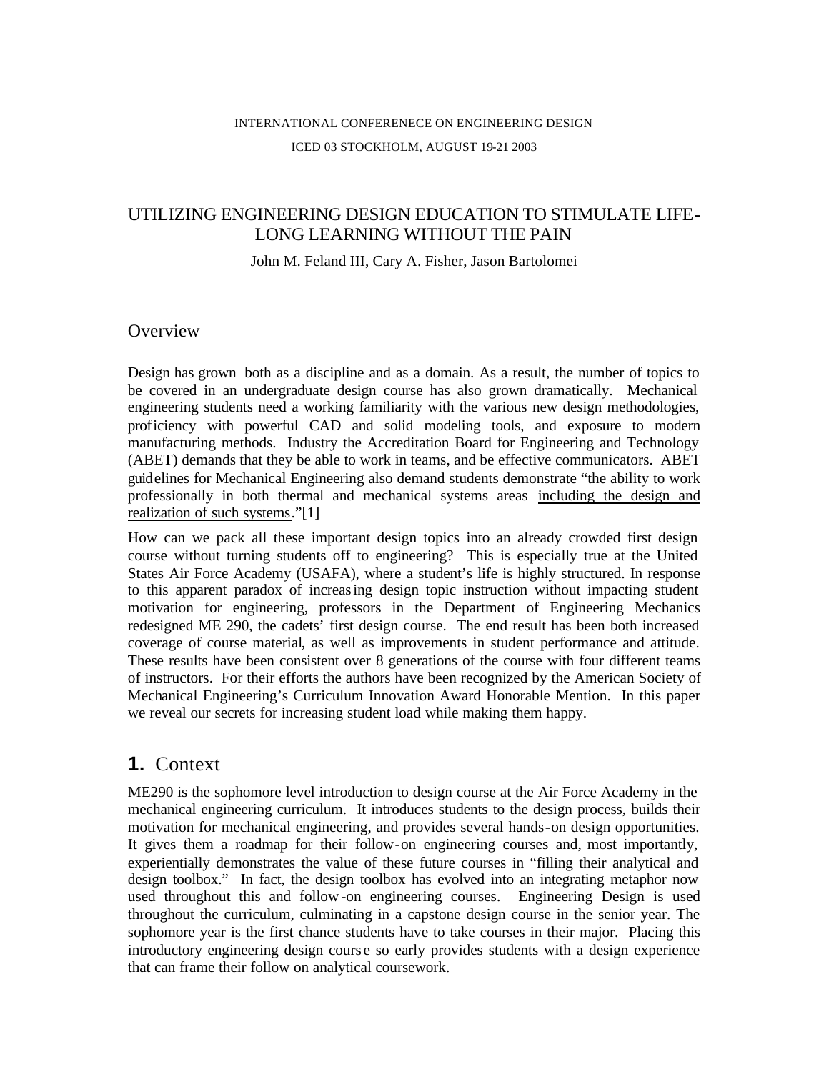INTERNATIONAL CONFERENECE ON ENGINEERING DESIGN

ICED 03 STOCKHOLM, AUGUST 19-21 2003

# UTILIZING ENGINEERING DESIGN EDUCATION TO STIMULATE LIFE-LONG LEARNING WITHOUT THE PAIN

John M. Feland III, Cary A. Fisher, Jason Bartolomei

## Overview

Design has grown both as a discipline and as a domain. As a result, the number of topics to be covered in an undergraduate design course has also grown dramatically. Mechanical engineering students need a working familiarity with the various new design methodologies, proficiency with powerful CAD and solid modeling tools, and exposure to modern manufacturing methods. Industry the Accreditation Board for Engineering and Technology (ABET) demands that they be able to work in teams, and be effective communicators. ABET guidelines for Mechanical Engineering also demand students demonstrate "the ability to work professionally in both thermal and mechanical systems areas <u>including the design and realization of such systems</u>."[1]

How can we pack all these important design topics into an already crowded first design course without turning students off to engineering? This is especially true at the United States Air Force Academy (USAFA), where a student's life is highly structured. In response to this apparent paradox of increasing design topic instruction without impacting student motivation for engineering, professors in the Department of Engineering Mechanics redesigned ME 290, the cadets' first design course. The end result has been both increased coverage of course material, as well as improvements in student performance and attitude. These results have been consistent over 8 generations of the course with four different teams of instructors. For their efforts the authors have been recognized by the American Society of Mechanical Engineering's Curriculum Innovation Award Honorable Mention. In this paper we reveal our secrets for increasing student load while making them happy.

## 1. Context

ME290 is the sophomore level introduction to design course at the Air Force Academy in the mechanical engineering curriculum. It introduces students to the design process, builds their motivation for mechanical engineering, and provides several hands-on design opportunities. It gives them a roadmap for their follow-on engineering courses and, most importantly, experientially demonstrates the value of these future courses in "filling their analytical and design toolbox." In fact, the design toolbox has evolved into an integrating metaphor now used throughout this and follow-on engineering courses. Engineering Design is used throughout the curriculum, culminating in a capstone design course in the senior year. The sophomore year is the first chance students have to take courses in their major. Placing this introductory engineering design course so early provides students with a design experience that can frame their follow on analytical coursework.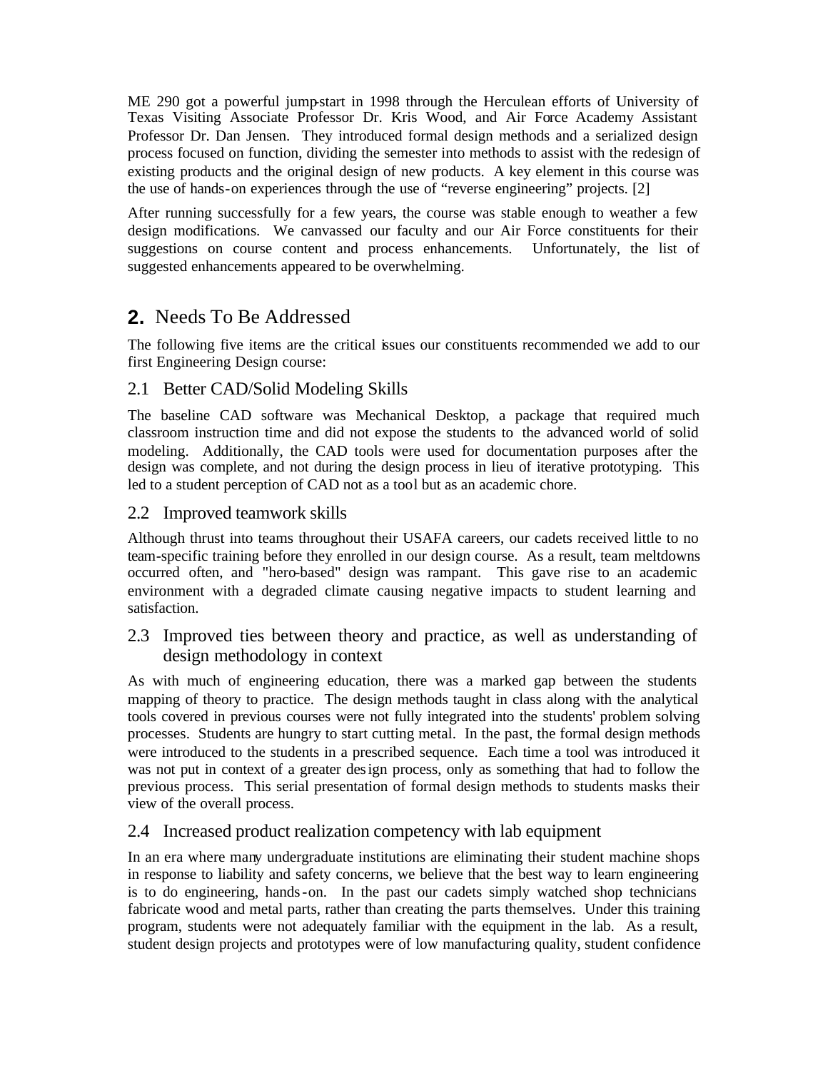ME 290 got a powerful jump-start in 1998 through the Herculean efforts of University of Texas Visiting Associate Professor Dr. Kris Wood, and Air Force Academy Assistant Professor Dr. Dan Jensen. They introduced formal design methods and a serialized design process focused on function, dividing the semester into methods to assist with the redesign of existing products and the original design of new products. A key element in this course was the use of hands-on experiences through the use of "reverse engineering" projects. [2]

After running successfully for a few years, the course was stable enough to weather a few design modifications. We canvassed our faculty and our Air Force constituents for their suggestions on course content and process enhancements. Unfortunately, the list of suggested enhancements appeared to be overwhelming.

## 2. Needs To Be Addressed

The following five items are the critical issues our constituents recommended we add to our first Engineering Design course:

### 2.1 Better CAD/Solid Modeling Skills

The baseline CAD software was Mechanical Desktop, a package that required much classroom instruction time and did not expose the students to the advanced world of solid modeling. Additionally, the CAD tools were used for documentation purposes after the design was complete, and not during the design process in lieu of iterative prototyping. This led to a student perception of CAD not as a tool but as an academic chore.

### 2.2 Improved teamwork skills

Although thrust into teams throughout their USAFA careers, our cadets received little to no team-specific training before they enrolled in our design course. As a result, team meltdowns occurred often, and "hero-based" design was rampant. This gave rise to an academic environment with a degraded climate causing negative impacts to student learning and satisfaction.

### 2.3 Improved ties between theory and practice, as well as understanding of design methodology in context

As with much of engineering education, there was a marked gap between the students mapping of theory to practice. The design methods taught in class along with the analytical tools covered in previous courses were not fully integrated into the students' problem solving processes. Students are hungry to start cutting metal. In the past, the formal design methods were introduced to the students in a prescribed sequence. Each time a tool was introduced it was not put in context of a greater design process, only as something that had to follow the previous process. This serial presentation of formal design methods to students masks their view of the overall process.

### 2.4 Increased product realization competency with lab equipment

In an era where many undergraduate institutions are eliminating their student machine shops in response to liability and safety concerns, we believe that the best way to learn engineering is to do engineering, hands-on. In the past our cadets simply watched shop technicians fabricate wood and metal parts, rather than creating the parts themselves. Under this training program, students were not adequately familiar with the equipment in the lab. As a result, student design projects and prototypes were of low manufacturing quality, student confidence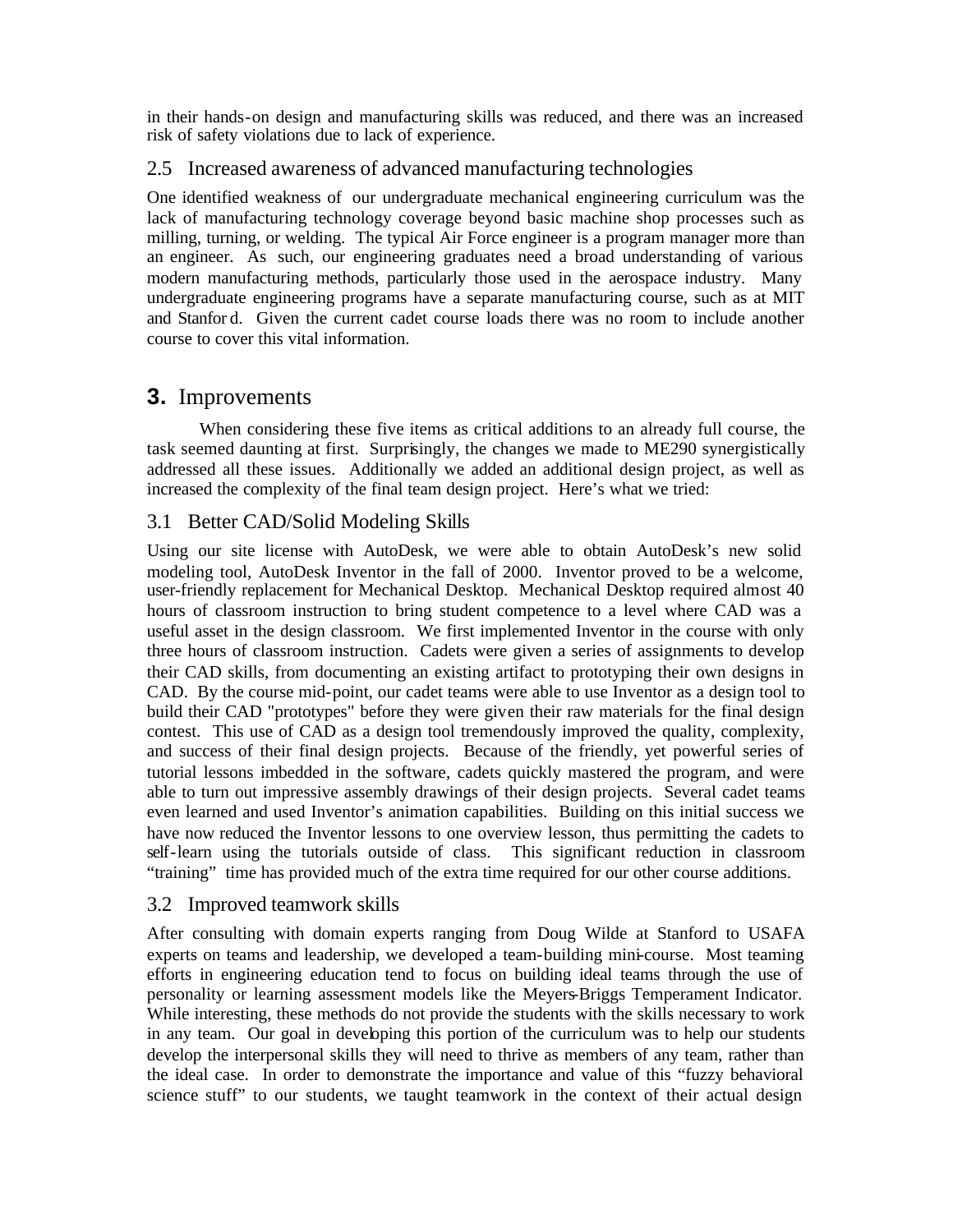in their hands-on design and manufacturing skills was reduced, and there was an increased risk of safety violations due to lack of experience.

### 2.5 Increased awareness of advanced manufacturing technologies

One identified weakness of our undergraduate mechanical engineering curriculum was the lack of manufacturing technology coverage beyond basic machine shop processes such as milling, turning, or welding. The typical Air Force engineer is a program manager more than an engineer. As such, our engineering graduates need a broad understanding of various modern manufacturing methods, particularly those used in the aerospace industry. Many undergraduate engineering programs have a separate manufacturing course, such as at MIT and Stanford. Given the current cadet course loads there was no room to include another course to cover this vital information.

## 3. Improvements

When considering these five items as critical additions to an already full course, the task seemed daunting at first. Surprisingly, the changes we made to ME290 synergistically addressed all these issues. Additionally we added an additional design project, as well as increased the complexity of the final team design project. Here's what we tried:

### 3.1 Better CAD/Solid Modeling Skills

Using our site license with AutoDesk, we were able to obtain AutoDesk's new solid modeling tool, AutoDesk Inventor in the fall of 2000. Inventor proved to be a welcome, user-friendly replacement for Mechanical Desktop. Mechanical Desktop required almost 40 hours of classroom instruction to bring student competence to a level where CAD was a useful asset in the design classroom. We first implemented Inventor in the course with only three hours of classroom instruction. Cadets were given a series of assignments to develop their CAD skills, from documenting an existing artifact to prototyping their own designs in CAD. By the course mid-point, our cadet teams were able to use Inventor as a design tool to build their CAD "prototypes" before they were given their raw materials for the final design contest. This use of CAD as a design tool tremendously improved the quality, complexity, and success of their final design projects. Because of the friendly, yet powerful series of tutorial lessons imbedded in the software, cadets quickly mastered the program, and were able to turn out impressive assembly drawings of their design projects. Several cadet teams even learned and used Inventor's animation capabilities. Building on this initial success we have now reduced the Inventor lessons to one overview lesson, thus permitting the cadets to self-learn using the tutorials outside of class. This significant reduction in classroom "training" time has provided much of the extra time required for our other course additions.

### 3.2 Improved teamwork skills

After consulting with domain experts ranging from Doug Wilde at Stanford to USAFA experts on teams and leadership, we developed a team-building mini-course. Most teaming efforts in engineering education tend to focus on building ideal teams through the use of personality or learning assessment models like the Meyers-Briggs Temperament Indicator. While interesting, these methods do not provide the students with the skills necessary to work in any team. Our goal in developing this portion of the curriculum was to help our students develop the interpersonal skills they will need to thrive as members of any team, rather than the ideal case. In order to demonstrate the importance and value of this "fuzzy behavioral science stuff" to our students, we taught teamwork in the context of their actual design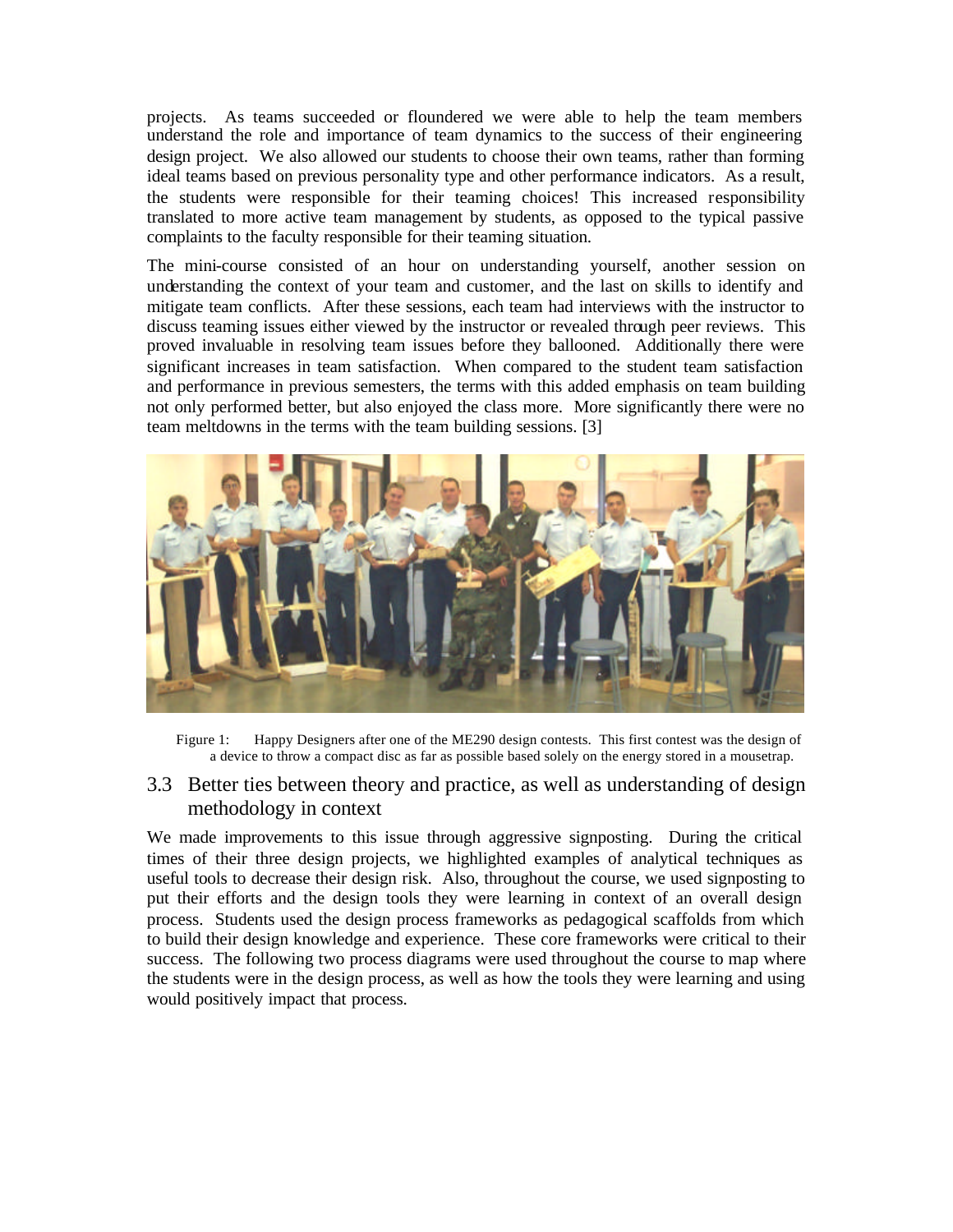projects. As teams succeeded or floundered we were able to help the team members understand the role and importance of team dynamics to the success of their engineering design project. We also allowed our students to choose their own teams, rather than forming ideal teams based on previous personality type and other performance indicators. As a result, the students were responsible for their teaming choices! This increased responsibility translated to more active team management by students, as opposed to the typical passive complaints to the faculty responsible for their teaming situation.

The mini-course consisted of an hour on understanding yourself, another session on understanding the context of your team and customer, and the last on skills to identify and mitigate team conflicts. After these sessions, each team had interviews with the instructor to discuss teaming issues either viewed by the instructor or revealed through peer reviews. This proved invaluable in resolving team issues before they ballooned. Additionally there were significant increases in team satisfaction. When compared to the student team satisfaction and performance in previous semesters, the terms with this added emphasis on team building not only performed better, but also enjoyed the class more. More significantly there were no team meltdowns in the terms with the team building sessions. [3]

Figure 1: Happy Designers after one of the ME290 design contests. This first contest was the design of a device to throw a compact disc as far as possible based solely on the energy stored in a mousetrap.

### 3.3 Better ties between theory and practice, as well as understanding of design methodology in context

We made improvements to this issue through aggressive signposting. During the critical times of their three design projects, we highlighted examples of analytical techniques as useful tools to decrease their design risk. Also, throughout the course, we used signposting to put their efforts and the design tools they were learning in context of an overall design process. Students used the design process frameworks as pedagogical scaffolds from which to build their design knowledge and experience. These core frameworks were critical to their success. The following two process diagrams were used throughout the course to map where the students were in the design process, as well as how the tools they were learning and using would positively impact that process.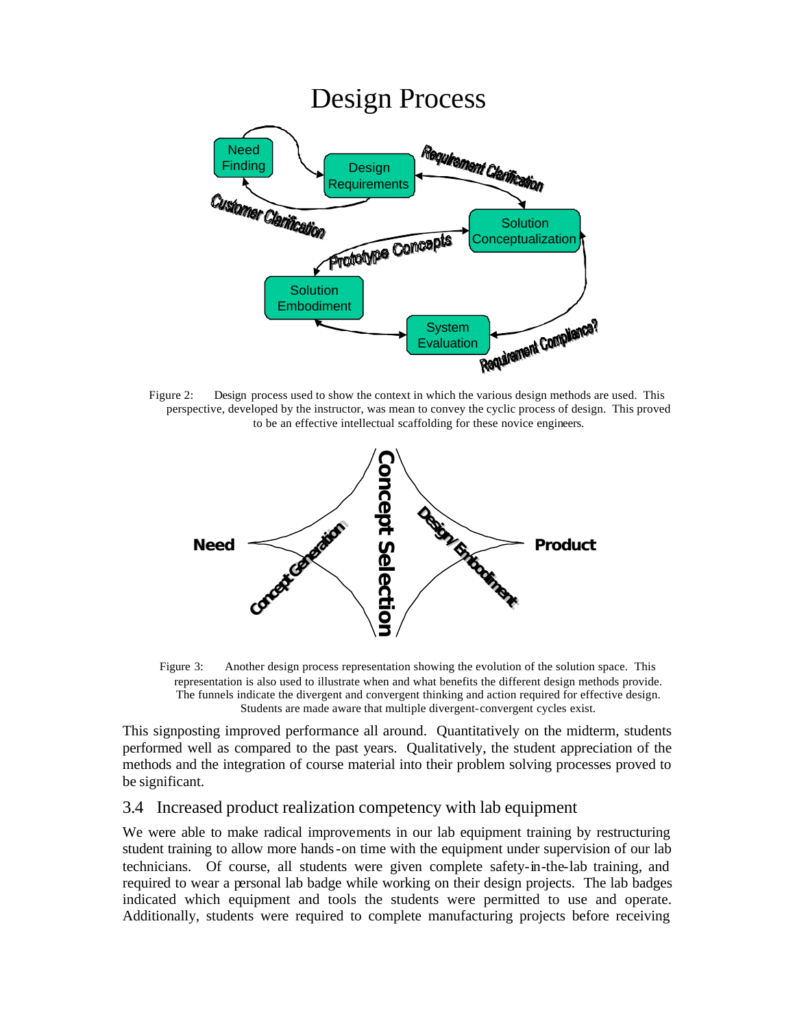Design Process

Need Finding

Design Requirements

Requirement Clarification

Customer Clarification

Solution Conceptualization

Prototype Concepts

Solution Embodiment

System Evaluation

Requirement Compliance?

Figure 2: Design process used to show the context in which the various design methods are used. This perspective, developed by the instructor, was mean to convey the cyclic process of design. This proved to be an effective intellectual scaffolding for these novice engineers.

Need

Concept Generation

Concept Selection

Design/Embodiment

Product

Figure 3: Another design process representation showing the evolution of the solution space. This representation is also used to illustrate when and what benefits the different design methods provide. The funnels indicate the divergent and convergent thinking and action required for effective design. Students are made aware that multiple divergent-convergent cycles exist.

This signposting improved performance all around. Quantitatively on the midterm, students performed well as compared to the past years. Qualitatively, the student appreciation of the methods and the integration of course material into their problem solving processes proved to be significant.

## 3.4 Increased product realization competency with lab equipment

We were able to make radical improvements in our lab equipment training by restructuring student training to allow more hands-on time with the equipment under supervision of our lab technicians. Of course, all students were given complete safety-in-the-lab training, and required to wear a personal lab badge while working on their design projects. The lab badges indicated which equipment and tools the students were permitted to use and operate. Additionally, students were required to complete manufacturing projects before receiving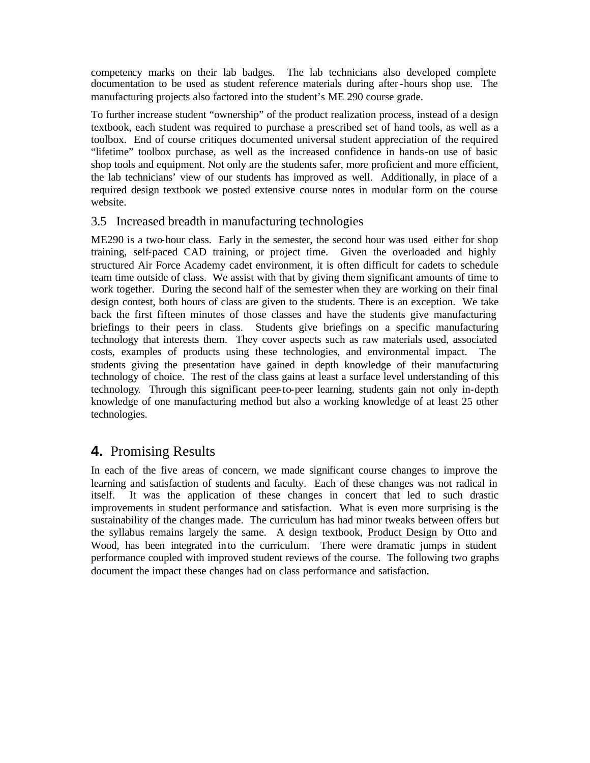competency marks on their lab badges. The lab technicians also developed complete documentation to be used as student reference materials during after-hours shop use. The manufacturing projects also factored into the student's ME 290 course grade.

To further increase student "ownership" of the product realization process, instead of a design textbook, each student was required to purchase a prescribed set of hand tools, as well as a toolbox. End of course critiques documented universal student appreciation of the required "lifetime" toolbox purchase, as well as the increased confidence in hands-on use of basic shop tools and equipment. Not only are the students safer, more proficient and more efficient, the lab technicians' view of our students has improved as well. Additionally, in place of a required design textbook we posted extensive course notes in modular form on the course website.

### 3.5 Increased breadth in manufacturing technologies

ME290 is a two-hour class. Early in the semester, the second hour was used either for shop training, self-paced CAD training, or project time. Given the overloaded and highly structured Air Force Academy cadet environment, it is often difficult for cadets to schedule team time outside of class. We assist with that by giving them significant amounts of time to work together. During the second half of the semester when they are working on their final design contest, both hours of class are given to the students. There is an exception. We take back the first fifteen minutes of those classes and have the students give manufacturing briefings to their peers in class. Students give briefings on a specific manufacturing technology that interests them. They cover aspects such as raw materials used, associated costs, examples of products using these technologies, and environmental impact. The students giving the presentation have gained in depth knowledge of their manufacturing technology of choice. The rest of the class gains at least a surface level understanding of this technology. Through this significant peer-to-peer learning, students gain not only in-depth knowledge of one manufacturing method but also a working knowledge of at least 25 other technologies.

## 4. Promising Results

In each of the five areas of concern, we made significant course changes to improve the learning and satisfaction of students and faculty. Each of these changes was not radical in itself. It was the application of these changes in concert that led to such drastic improvements in student performance and satisfaction. What is even more surprising is the sustainability of the changes made. The curriculum has had minor tweaks between offers but the syllabus remains largely the same. A design textbook, Product Design by Otto and Wood, has been integrated into the curriculum. There were dramatic jumps in student performance coupled with improved student reviews of the course. The following two graphs document the impact these changes had on class performance and satisfaction.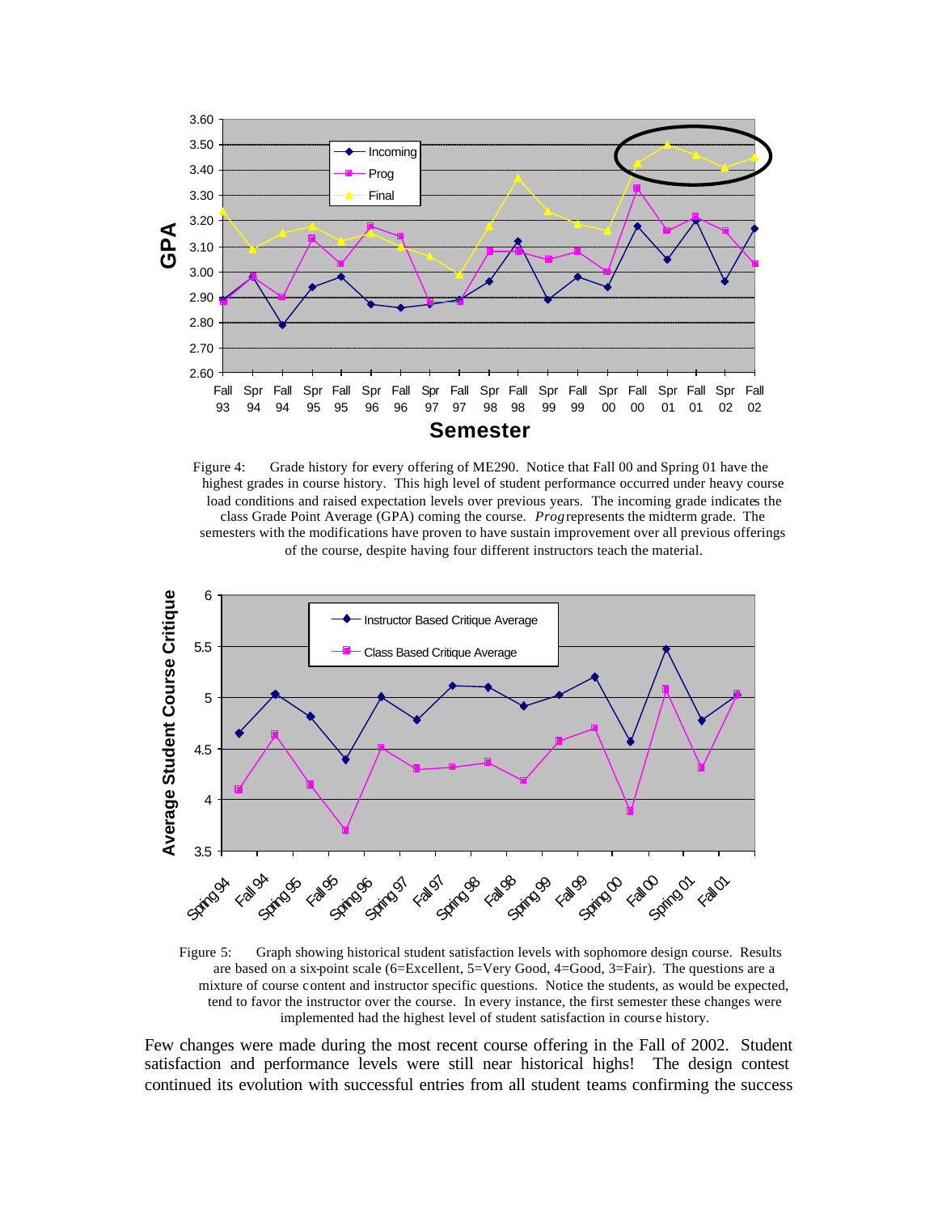3.60
3.50
3.40
3.30
3.20
3.10
3.00
2.90
2.80
2.70
2.60

GPA

Incoming
Prog
Final

Fall 93 | Spr 94 | Fall 94 | Spr 95 | Fall 95 | Spr 96 | Fall 96 | Spr 97 | Fall 97 | Spr 98 | Fall 98 | Spr 99 | Fall 99 | Spr 00 | Fall 00 | Spr 01 | Fall 01 | Spr 02 | Fall 02

**Semester**

Figure 4: Grade history for every offering of ME290. Notice that Fall 00 and Spring 01 have the highest grades in course history. This high level of student performance occurred under heavy course load conditions and raised expectation levels over previous years. The incoming grade indicates the class Grade Point Average (GPA) coming the course. *Prog* represents the midterm grade. The semesters with the modifications have proven to have sustain improvement over all previous offerings of the course, despite having four different instructors teach the material.

6
5.5
5
4.5
4
3.5

Average Student Course Critique

Instructor Based Critique Average
Class Based Critique Average

Spring 94 | Fall 94 | Spring 95 | Fall 95 | Spring 96 | Spring 97 | Fall 97 | Spring 98 | Fall 98 | Spring 99 | Fall 99 | Spring 00 | Fall 00 | Spring 01 | Fall 01

Figure 5: Graph showing historical student satisfaction levels with sophomore design course. Results are based on a six-point scale (6=Excellent, 5=Very Good, 4=Good, 3=Fair). The questions are a mixture of course content and instructor specific questions. Notice the students, as would be expected, tend to favor the instructor over the course. In every instance, the first semester these changes were implemented had the highest level of student satisfaction in course history.

Few changes were made during the most recent course offering in the Fall of 2002. Student satisfaction and performance levels were still near historical highs! The design contest continued its evolution with successful entries from all student teams confirming the success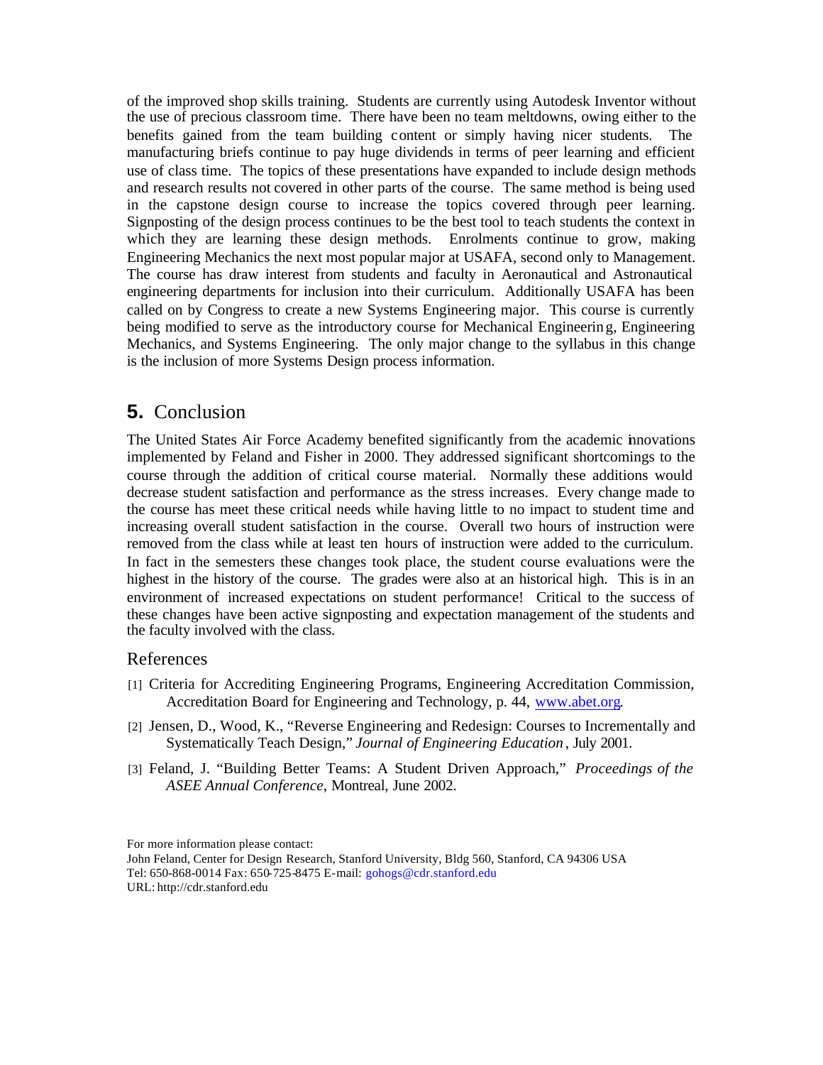of the improved shop skills training. Students are currently using Autodesk Inventor without the use of precious classroom time. There have been no team meltdowns, owing either to the benefits gained from the team building content or simply having nicer students. The manufacturing briefs continue to pay huge dividends in terms of peer learning and efficient use of class time. The topics of these presentations have expanded to include design methods and research results not covered in other parts of the course. The same method is being used in the capstone design course to increase the topics covered through peer learning. Signposting of the design process continues to be the best tool to teach students the context in which they are learning these design methods. Enrolments continue to grow, making Engineering Mechanics the next most popular major at USAFA, second only to Management. The course has draw interest from students and faculty in Aeronautical and Astronautical engineering departments for inclusion into their curriculum. Additionally USAFA has been called on by Congress to create a new Systems Engineering major. This course is currently being modified to serve as the introductory course for Mechanical Engineering, Engineering Mechanics, and Systems Engineering. The only major change to the syllabus in this change is the inclusion of more Systems Design process information.

## **5.** Conclusion

The United States Air Force Academy benefited significantly from the academic innovations implemented by Feland and Fisher in 2000. They addressed significant shortcomings to the course through the addition of critical course material. Normally these additions would decrease student satisfaction and performance as the stress increases. Every change made to the course has meet these critical needs while having little to no impact to student time and increasing overall student satisfaction in the course. Overall two hours of instruction were removed from the class while at least ten hours of instruction were added to the curriculum. In fact in the semesters these changes took place, the student course evaluations were the highest in the history of the course. The grades were also at an historical high. This is in an environment of increased expectations on student performance! Critical to the success of these changes have been active signposting and expectation management of the students and the faculty involved with the class.

### References

[1] Criteria for Accrediting Engineering Programs, Engineering Accreditation Commission, Accreditation Board for Engineering and Technology, p. 44, www.abet.org.

[2] Jensen, D., Wood, K., "Reverse Engineering and Redesign: Courses to Incrementally and Systematically Teach Design," *Journal of Engineering Education*, July 2001.

[3] Feland, J. "Building Better Teams: A Student Driven Approach," *Proceedings of the ASEE Annual Conference*, Montreal, June 2002.

For more information please contact:
John Feland, Center for Design Research, Stanford University, Bldg 560, Stanford, CA 94306 USA
Tel: 650-868-0014 Fax: 650-725-8475 E-mail: gohogs@cdr.stanford.edu
URL: http://cdr.stanford.edu